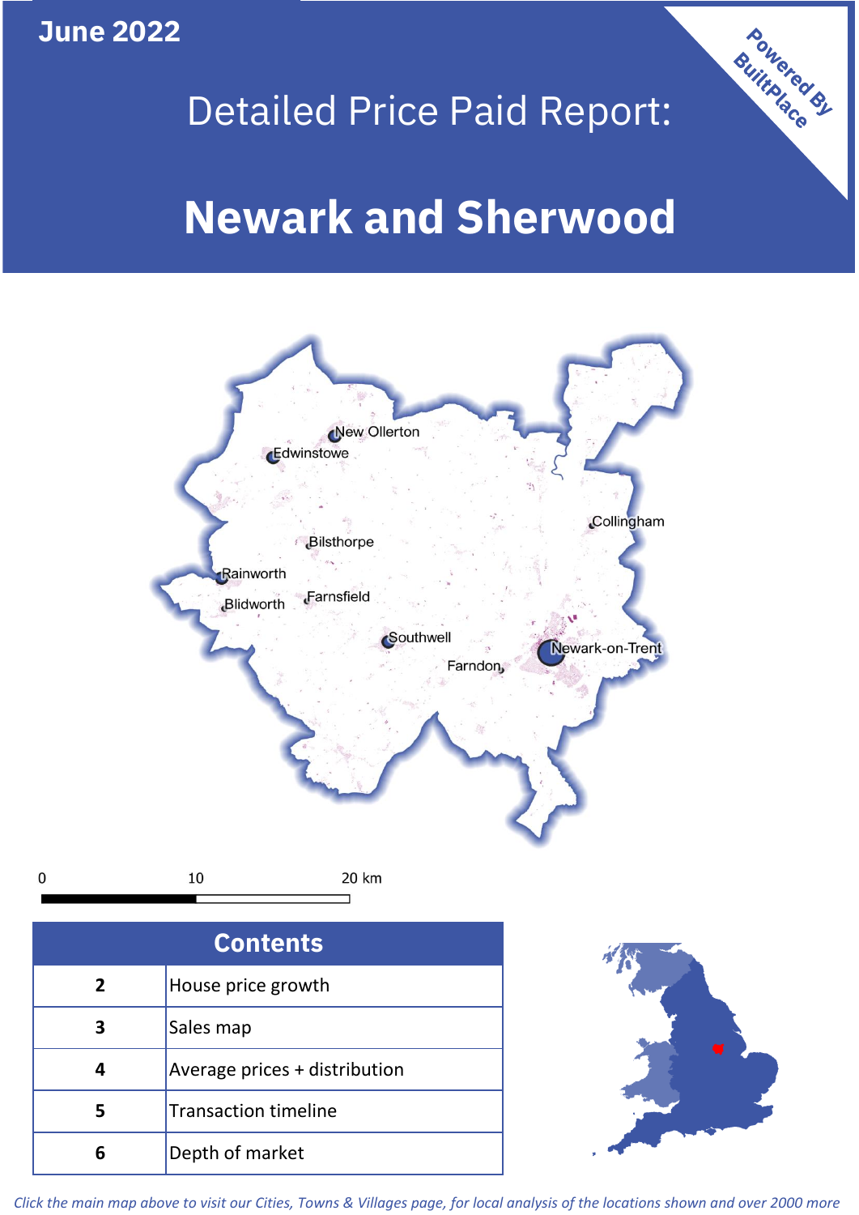June 2022

# Detailed Price Paid Report:

# Newark and Sherwood

Powered By BuiltPlace

New Ollerton
Edwinstowe
Collingham
Bilsthorpe
Rainworth
Farnsfield
Blidworth
Southwell
Newark-on-Trent
Farndon

0 10 20 km

| Contents | |
|---|---|
| 2 | House price growth |
| 3 | Sales map |
| 4 | Average prices + distribution |
| 5 | Transaction timeline |
| 6 | Depth of market |

*Click the main map above to visit our Cities, Towns & Villages page, for local analysis of the locations shown and over 2000 more*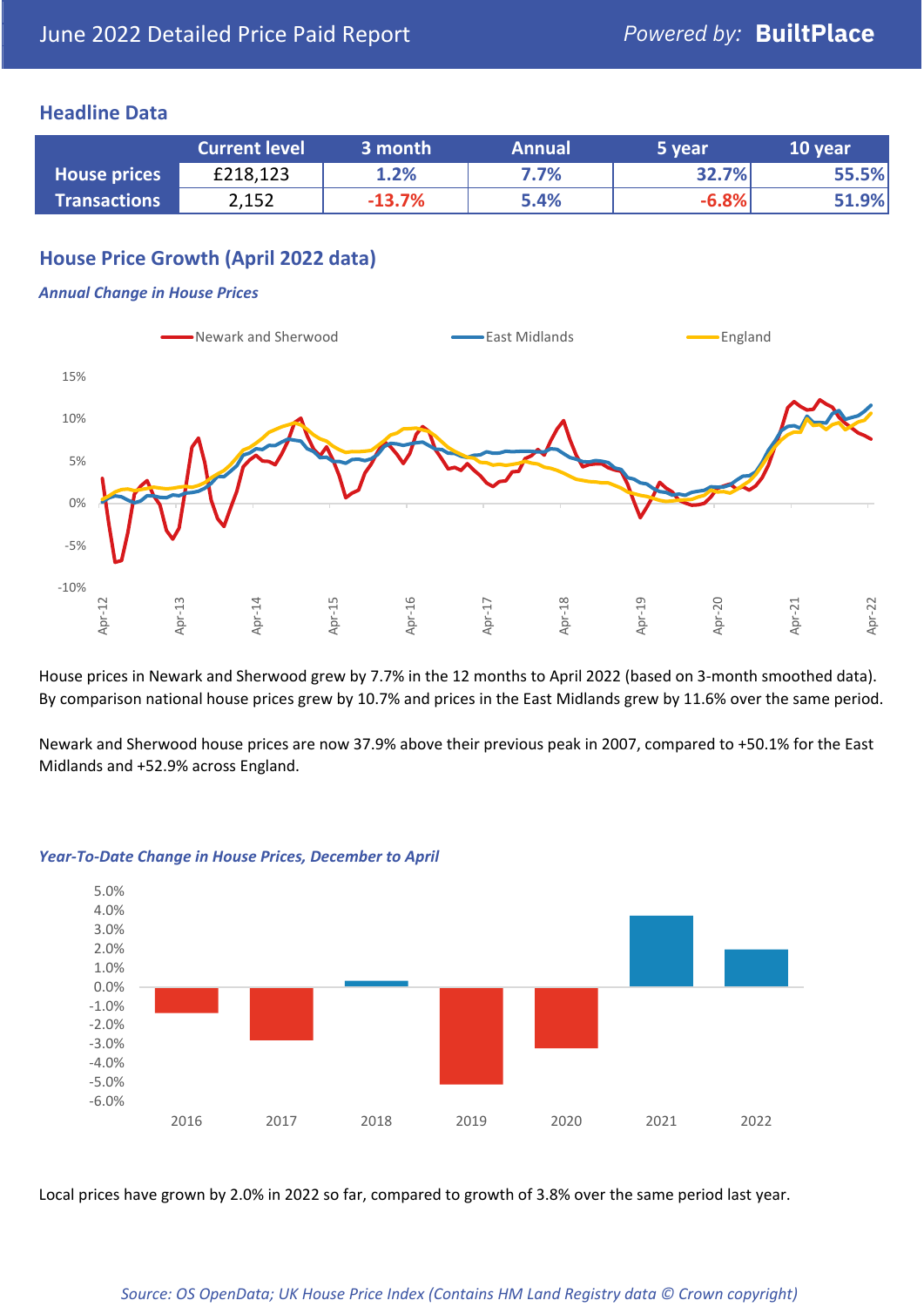# June 2022 Detailed Price Paid Report

*Powered by:* **BuiltPlace**

## Headline Data

| | Current level | 3 month | Annual | 5 year | 10 year |
|---|---|---|---|---|---|
| **House prices** | £218,123 | 1.2% | 7.7% | 32.7% | 55.5% |
| **Transactions** | 2,152 | -13.7% | 5.4% | -6.8% | 51.9% |

## House Price Growth (April 2022 data)

***Annual Change in House Prices***

House prices in Newark and Sherwood grew by 7.7% in the 12 months to April 2022 (based on 3-month smoothed data). By comparison national house prices grew by 10.7% and prices in the East Midlands grew by 11.6% over the same period.

Newark and Sherwood house prices are now 37.9% above their previous peak in 2007, compared to +50.1% for the East Midlands and +52.9% across England.

***Year-To-Date Change in House Prices, December to April***

Local prices have grown by 2.0% in 2022 so far, compared to growth of 3.8% over the same period last year.

*Source: OS OpenData; UK House Price Index (Contains HM Land Registry data © Crown copyright)*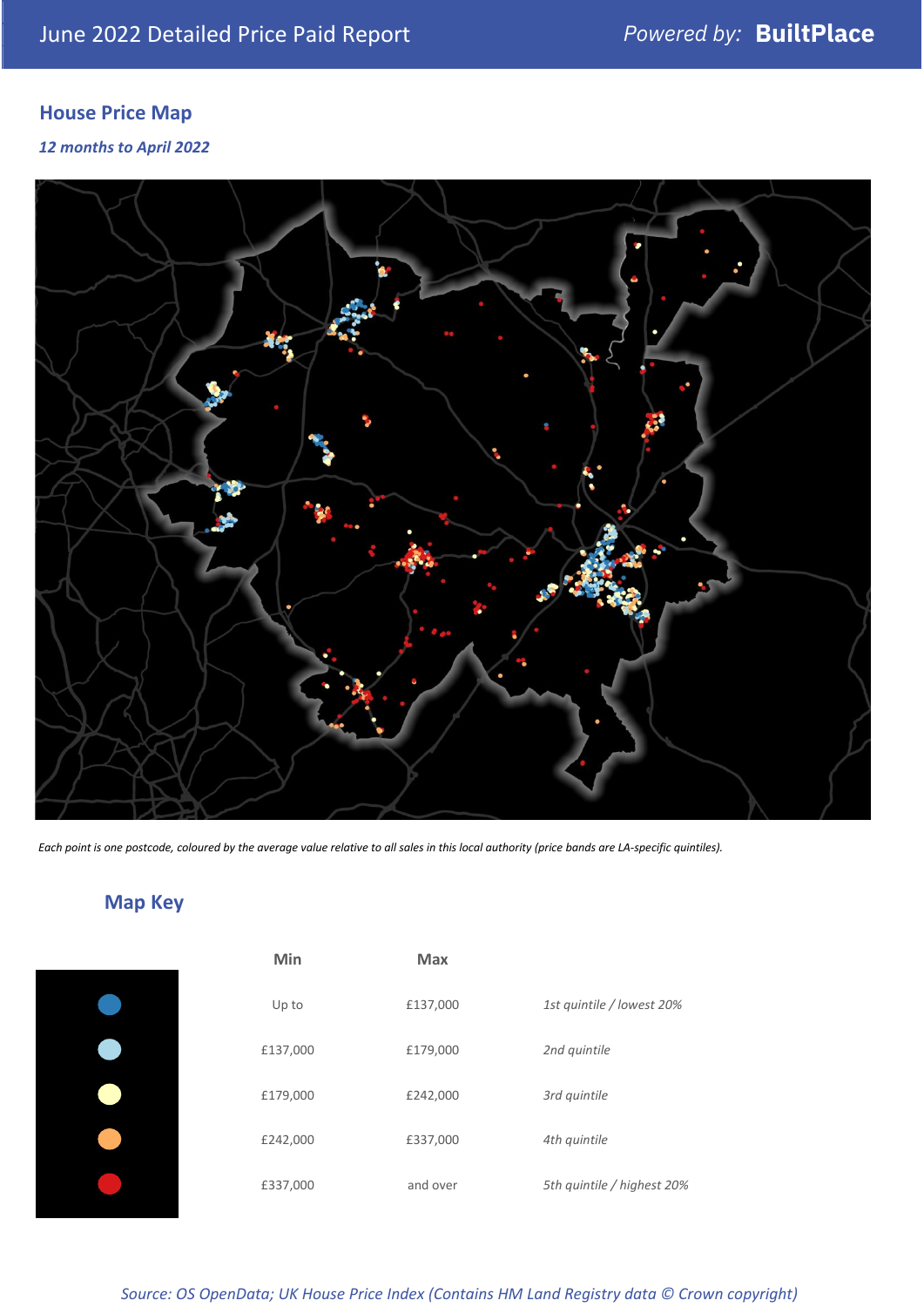June 2022 Detailed Price Paid Report

*Powered by:* **BuiltPlace**

## House Price Map

*12 months to April 2022*

*Each point is one postcode, coloured by the average value relative to all sales in this local authority (price bands are LA-specific quintiles).*

## Map Key

| | Min | Max | |
|---|---|---|---|
| | Up to | £137,000 | *1st quintile / lowest 20%* |
| | £137,000 | £179,000 | *2nd quintile* |
| | £179,000 | £242,000 | *3rd quintile* |
| | £242,000 | £337,000 | *4th quintile* |
| | £337,000 | and over | *5th quintile / highest 20%* |

*Source: OS OpenData; UK House Price Index (Contains HM Land Registry data © Crown copyright)*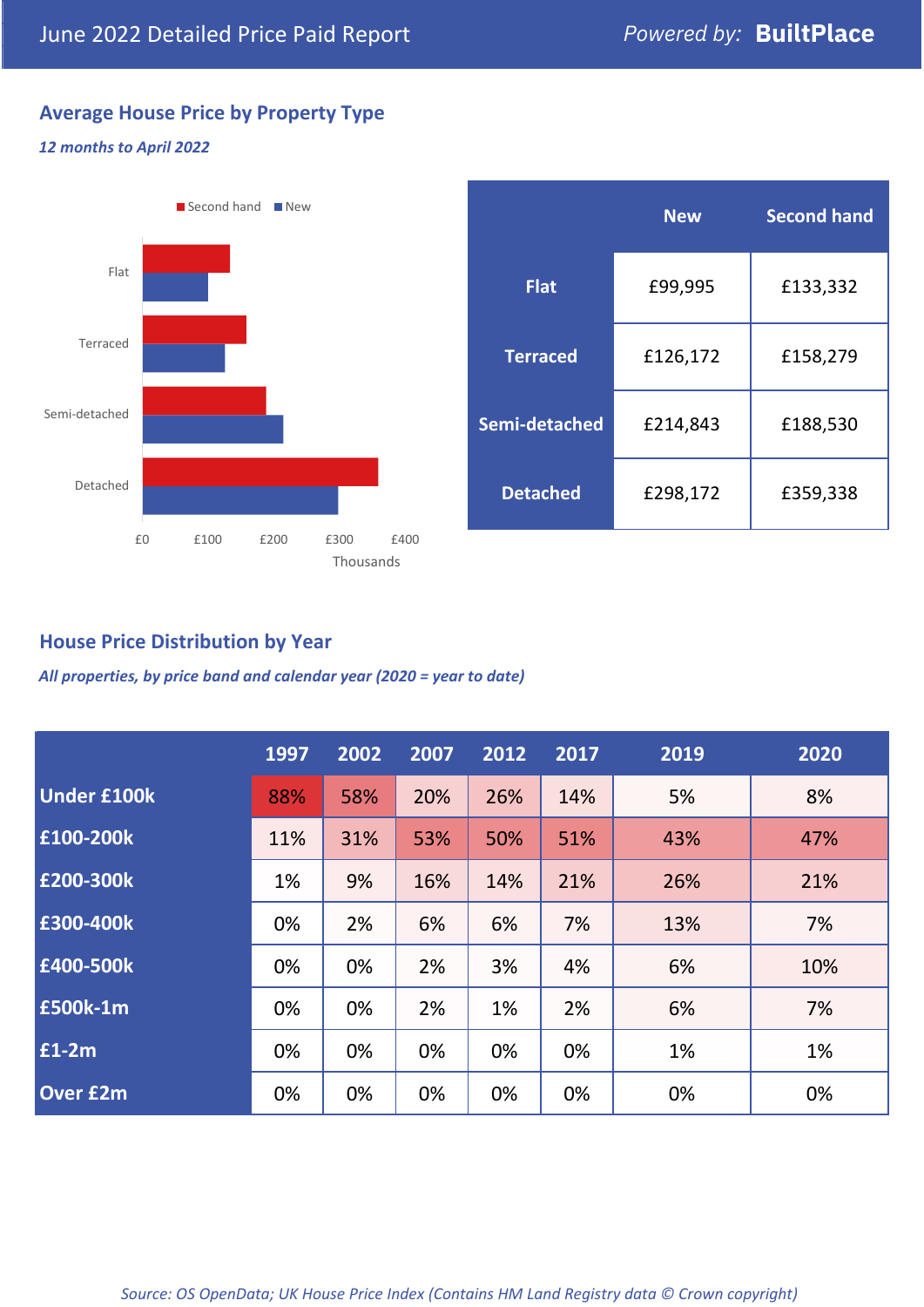June 2022 Detailed Price Paid Report — *Powered by:* **BuiltPlace**

## Average House Price by Property Type

*12 months to April 2022*

|  | New | Second hand |
|---|---|---|
| **Flat** | £99,995 | £133,332 |
| **Terraced** | £126,172 | £158,279 |
| **Semi-detached** | £214,843 | £188,530 |
| **Detached** | £298,172 | £359,338 |

## House Price Distribution by Year

*All properties, by price band and calendar year (2020 = year to date)*

|  | 1997 | 2002 | 2007 | 2012 | 2017 | 2019 | 2020 |
|---|---|---|---|---|---|---|---|
| **Under £100k** | 88% | 58% | 20% | 26% | 14% | 5% | 8% |
| **£100-200k** | 11% | 31% | 53% | 50% | 51% | 43% | 47% |
| **£200-300k** | 1% | 9% | 16% | 14% | 21% | 26% | 21% |
| **£300-400k** | 0% | 2% | 6% | 6% | 7% | 13% | 7% |
| **£400-500k** | 0% | 0% | 2% | 3% | 4% | 6% | 10% |
| **£500k-1m** | 0% | 0% | 2% | 1% | 2% | 6% | 7% |
| **£1-2m** | 0% | 0% | 0% | 0% | 0% | 1% | 1% |
| **Over £2m** | 0% | 0% | 0% | 0% | 0% | 0% | 0% |

*Source: OS OpenData; UK House Price Index (Contains HM Land Registry data © Crown copyright)*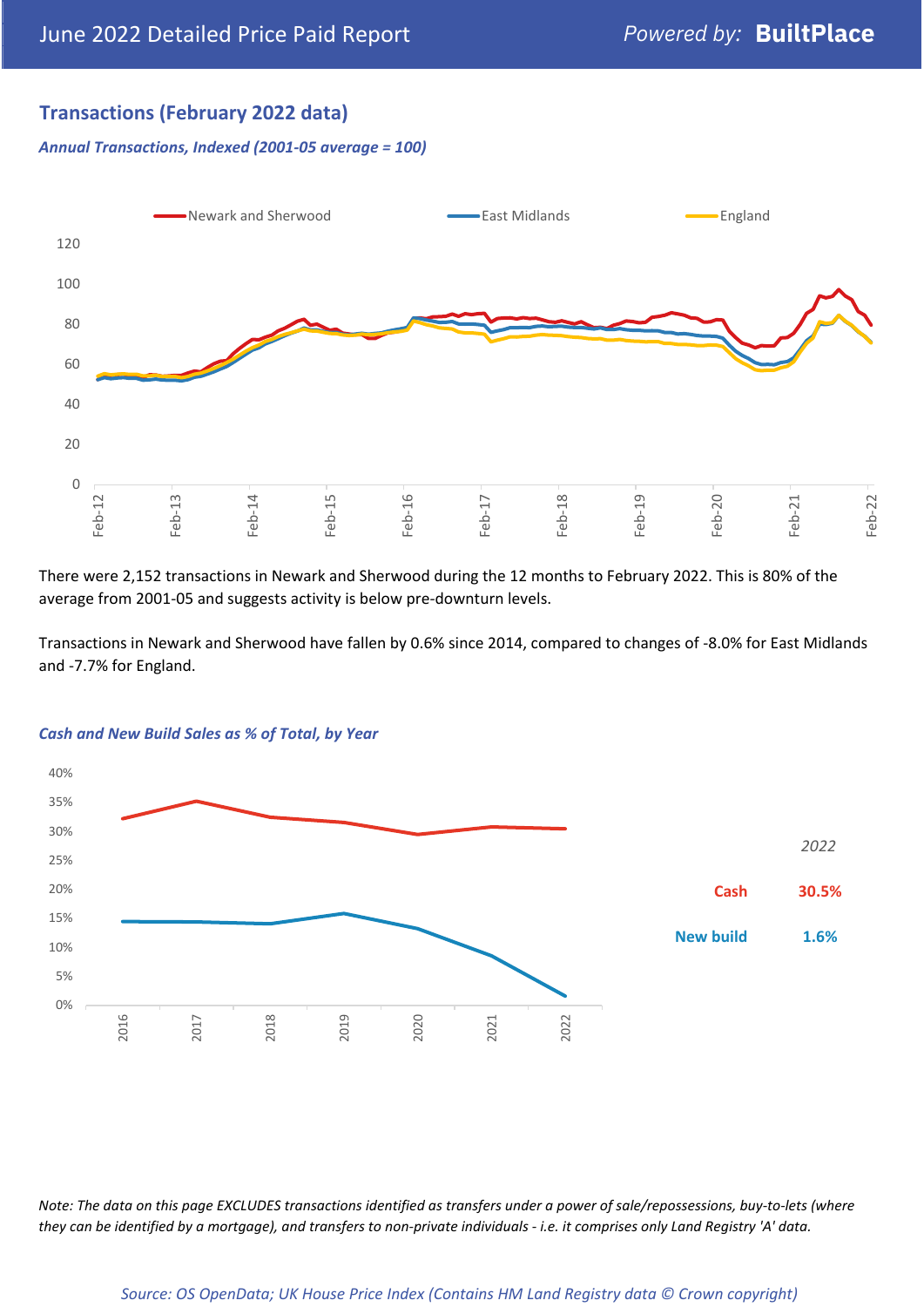## Transactions (February 2022 data)

*Annual Transactions, Indexed (2001-05 average = 100)*

There were 2,152 transactions in Newark and Sherwood during the 12 months to February 2022. This is 80% of the average from 2001-05 and suggests activity is below pre-downturn levels.

Transactions in Newark and Sherwood have fallen by 0.6% since 2014, compared to changes of -8.0% for East Midlands and -7.7% for England.

*Cash and New Build Sales as % of Total, by Year*

| 2022 | |
|---|---|
| Cash | 30.5% |
| New build | 1.6% |

*Note: The data on this page EXCLUDES transactions identified as transfers under a power of sale/repossessions, buy-to-lets (where they can be identified by a mortgage), and transfers to non-private individuals - i.e. it comprises only Land Registry 'A' data.*

*Source: OS OpenData; UK House Price Index (Contains HM Land Registry data © Crown copyright)*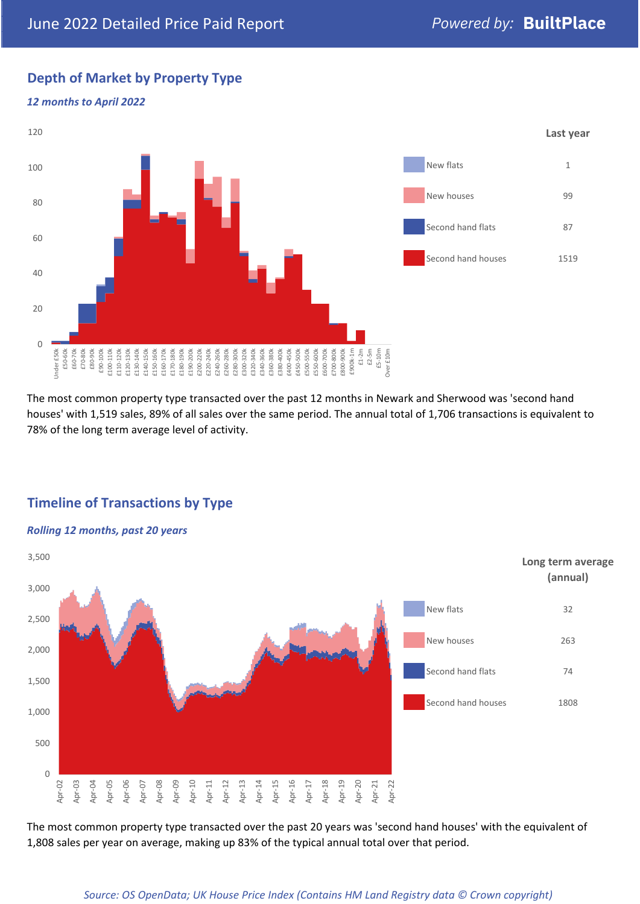June 2022 Detailed Price Paid Report

*Powered by:* **BuiltPlace**

## Depth of Market by Property Type

***12 months to April 2022***

120
100
80
60
40
20
0

Under £50k, £50-60k, £60-70k, £70-80k, £80-90k, £90-100k, £100-110k, £110-120k, £120-130k, £130-140k, £140-150k, £150-160k, £160-170k, £170-180k, £180-190k, £190-200k, £200-220k, £220-240k, £240-260k, £260-280k, £280-300k, £300-320k, £320-340k, £340-360k, £360-380k, £380-400k, £400-450k, £450-500k, £500-550k, £550-600k, £600-700k, £700-800k, £800-900k, £900k-1m, £1-2m, £2-5m, £5-10m, Over £10m

**Last year**

New flats 1
New houses 99
Second hand flats 87
Second hand houses 1519

The most common property type transacted over the past 12 months in Newark and Sherwood was 'second hand houses' with 1,519 sales, 89% of all sales over the same period. The annual total of 1,706 transactions is equivalent to 78% of the long term average level of activity.

## Timeline of Transactions by Type

***Rolling 12 months, past 20 years***

3,500
3,000
2,500
2,000
1,500
1,000
500
0

Apr-02, Apr-03, Apr-04, Apr-05, Apr-06, Apr-07, Apr-08, Apr-09, Apr-10, Apr-11, Apr-12, Apr-13, Apr-14, Apr-15, Apr-16, Apr-17, Apr-18, Apr-19, Apr-20, Apr-21, Apr-22

**Long term average (annual)**

New flats 32
New houses 263
Second hand flats 74
Second hand houses 1808

The most common property type transacted over the past 20 years was 'second hand houses' with the equivalent of 1,808 sales per year on average, making up 83% of the typical annual total over that period.

*Source: OS OpenData; UK House Price Index (Contains HM Land Registry data © Crown copyright)*